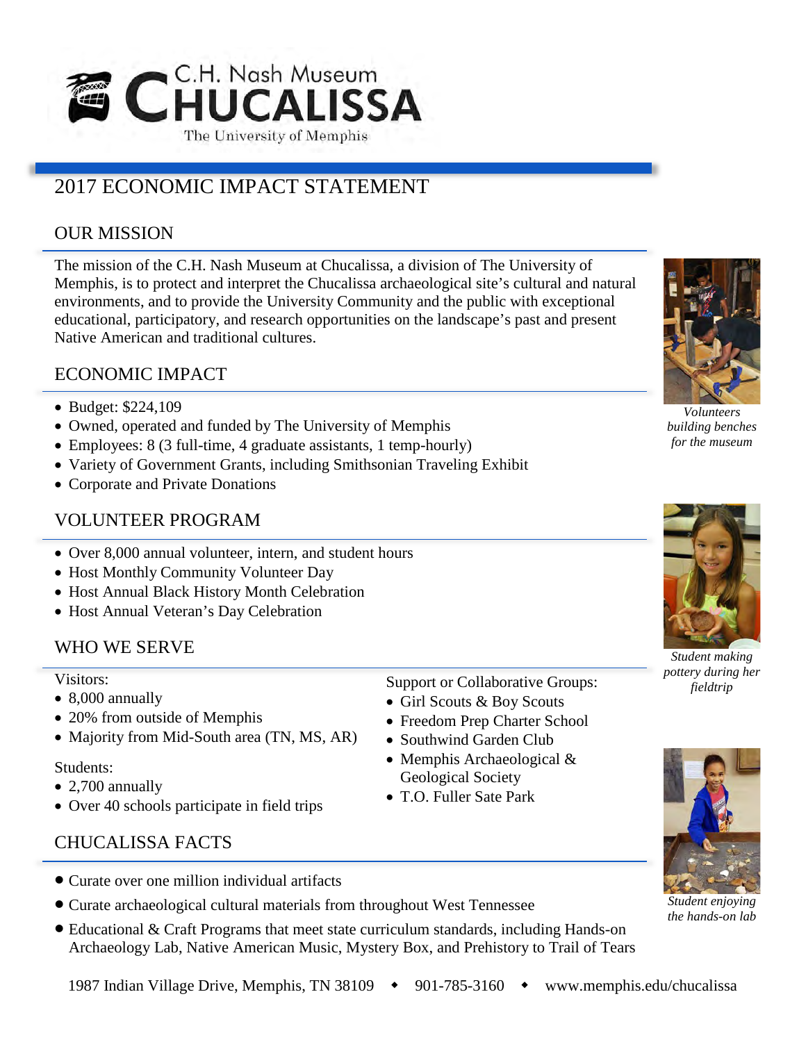C.H. Nash Museum

# CHUCALISSA

The University of Memphis

## 2017 ECONOMIC IMPACT STATEMENT

### OUR MISSION

The mission of the C.H. Nash Museum at Chucalissa, a division of The University of Memphis, is to protect and interpret the Chucalissa archaeological site's cultural and natural environments, and to provide the University Community and the public with exceptional educational, participatory, and research opportunities on the landscape's past and present Native American and traditional cultures.

*Volunteers building benches for the museum*

### ECONOMIC IMPACT

- Budget: $224,109
- Owned, operated and funded by The University of Memphis
- Employees: 8 (3 full-time, 4 graduate assistants, 1 temp-hourly)
- Variety of Government Grants, including Smithsonian Traveling Exhibit
- Corporate and Private Donations

### VOLUNTEER PROGRAM

- Over 8,000 annual volunteer, intern, and student hours
- Host Monthly Community Volunteer Day
- Host Annual Black History Month Celebration
- Host Annual Veteran's Day Celebration

*Student making pottery during her fieldtrip*

### WHO WE SERVE

Visitors:

- 8,000 annually
- 20% from outside of Memphis
- Majority from Mid-South area (TN, MS, AR)

Students:

- 2,700 annually
- Over 40 schools participate in field trips

Support or Collaborative Groups:

- Girl Scouts & Boy Scouts
- Freedom Prep Charter School
- Southwind Garden Club
- Memphis Archaeological & Geological Society
- T.O. Fuller Sate Park

### CHUCALISSA FACTS

- Curate over one million individual artifacts
- Curate archaeological cultural materials from throughout West Tennessee
- Educational & Craft Programs that meet state curriculum standards, including Hands-on Archaeology Lab, Native American Music, Mystery Box, and Prehistory to Trail of Tears

*Student enjoying the hands-on lab*

1987 Indian Village Drive, Memphis, TN 38109 ◆ 901-785-3160 ◆ www.memphis.edu/chucalissa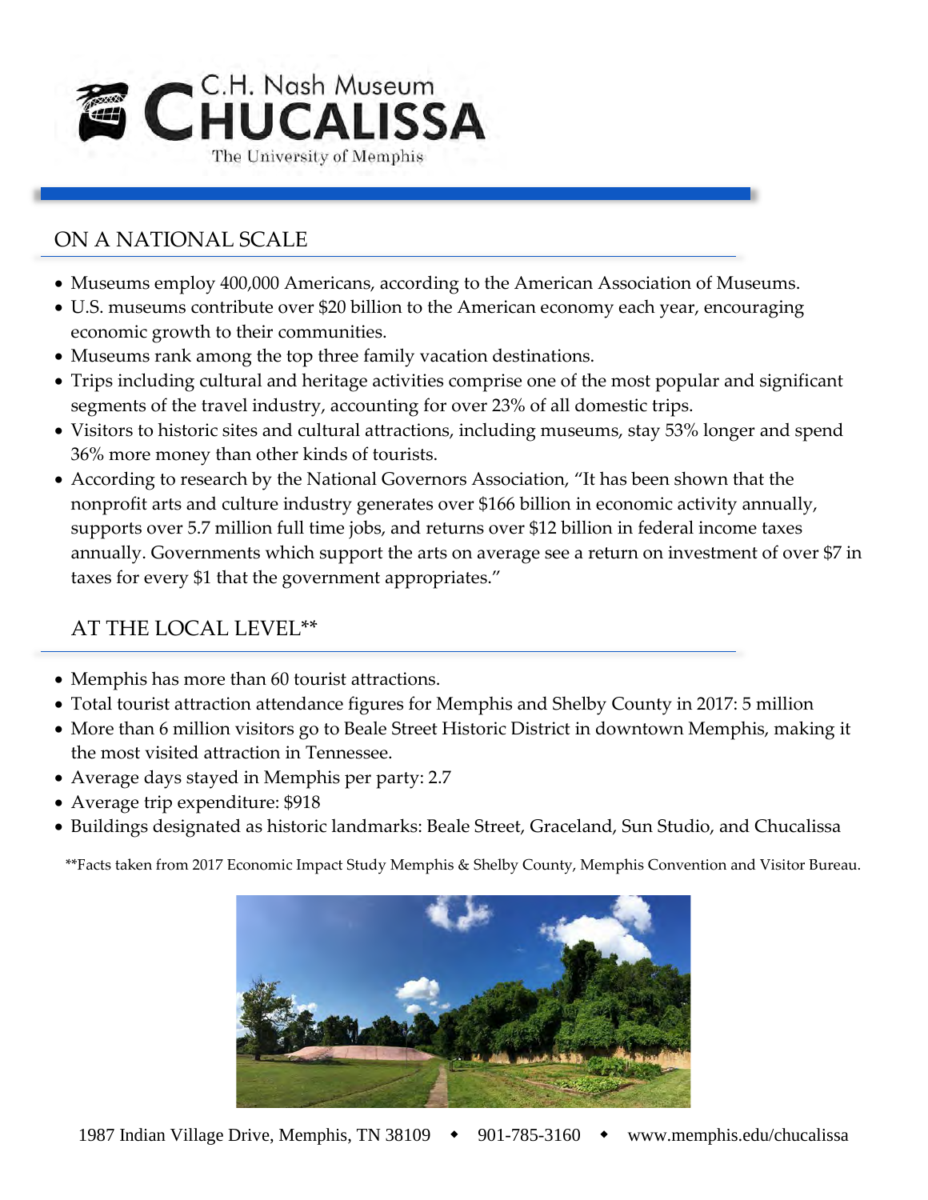C.H. Nash Museum
CHUCALISSA
The University of Memphis

## ON A NATIONAL SCALE

- Museums employ 400,000 Americans, according to the American Association of Museums.
- U.S. museums contribute over $20 billion to the American economy each year, encouraging economic growth to their communities.
- Museums rank among the top three family vacation destinations.
- Trips including cultural and heritage activities comprise one of the most popular and significant segments of the travel industry, accounting for over 23% of all domestic trips.
- Visitors to historic sites and cultural attractions, including museums, stay 53% longer and spend 36% more money than other kinds of tourists.
- According to research by the National Governors Association, "It has been shown that the nonprofit arts and culture industry generates over $166 billion in economic activity annually, supports over 5.7 million full time jobs, and returns over $12 billion in federal income taxes annually. Governments which support the arts on average see a return on investment of over $7 in taxes for every $1 that the government appropriates."

## AT THE LOCAL LEVEL**

- Memphis has more than 60 tourist attractions.
- Total tourist attraction attendance figures for Memphis and Shelby County in 2017: 5 million
- More than 6 million visitors go to Beale Street Historic District in downtown Memphis, making it the most visited attraction in Tennessee.
- Average days stayed in Memphis per party: 2.7
- Average trip expenditure: $918
- Buildings designated as historic landmarks: Beale Street, Graceland, Sun Studio, and Chucalissa

**Facts taken from 2017 Economic Impact Study Memphis & Shelby County, Memphis Convention and Visitor Bureau.

1987 Indian Village Drive, Memphis, TN 38109 ◆ 901-785-3160 ◆ www.memphis.edu/chucalissa